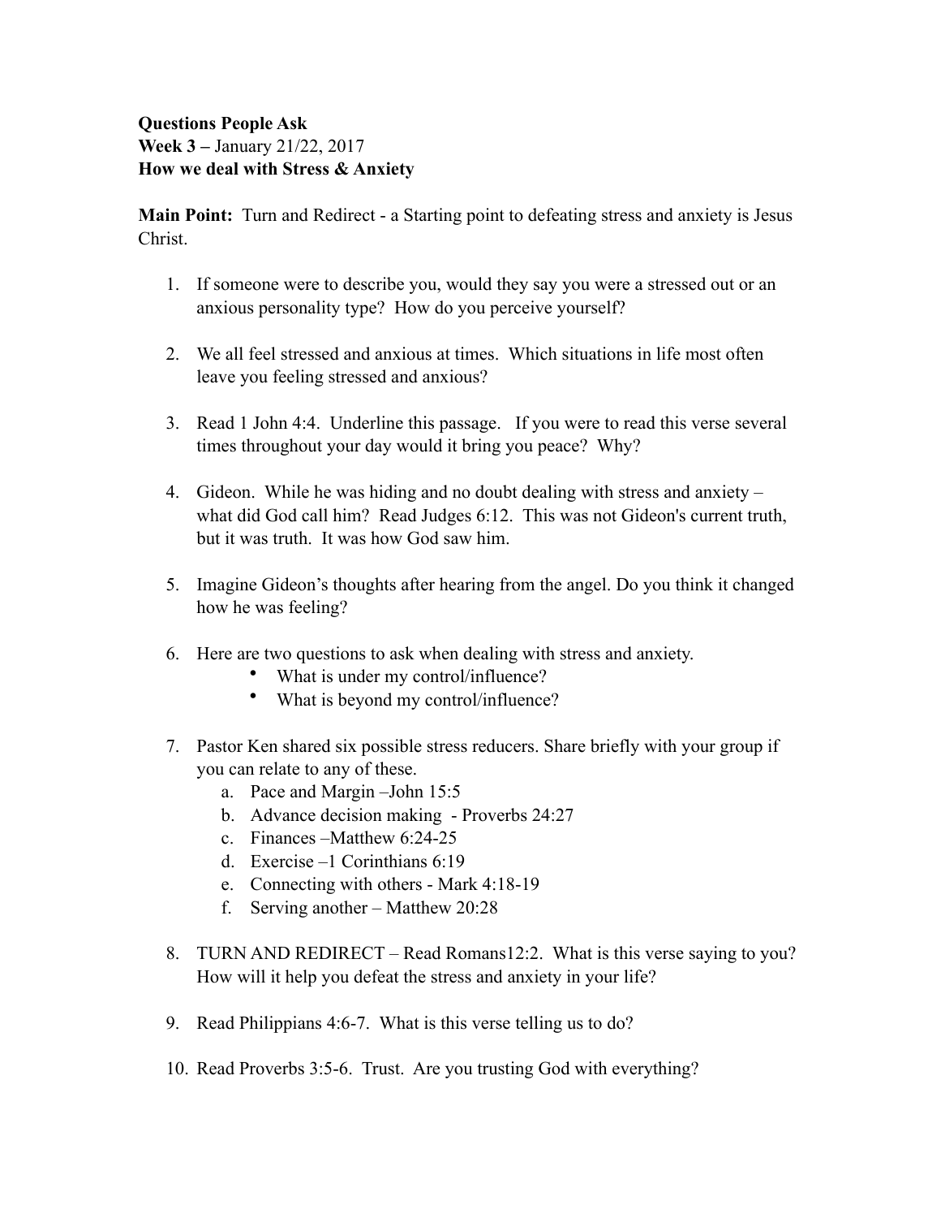**Questions People Ask**
**Week 3 –** January 21/22, 2017
**How we deal with Stress & Anxiety**

**Main Point:** Turn and Redirect - a Starting point to defeating stress and anxiety is Jesus Christ.

1. If someone were to describe you, would they say you were a stressed out or an anxious personality type? How do you perceive yourself?

2. We all feel stressed and anxious at times. Which situations in life most often leave you feeling stressed and anxious?

3. Read 1 John 4:4. Underline this passage. If you were to read this verse several times throughout your day would it bring you peace? Why?

4. Gideon. While he was hiding and no doubt dealing with stress and anxiety – what did God call him? Read Judges 6:12. This was not Gideon's current truth, but it was truth. It was how God saw him.

5. Imagine Gideon's thoughts after hearing from the angel. Do you think it changed how he was feeling?

6. Here are two questions to ask when dealing with stress and anxiety.
   - What is under my control/influence?
   - What is beyond my control/influence?

7. Pastor Ken shared six possible stress reducers. Share briefly with your group if you can relate to any of these.
   a. Pace and Margin –John 15:5
   b. Advance decision making - Proverbs 24:27
   c. Finances –Matthew 6:24-25
   d. Exercise –1 Corinthians 6:19
   e. Connecting with others - Mark 4:18-19
   f. Serving another – Matthew 20:28

8. TURN AND REDIRECT – Read Romans12:2. What is this verse saying to you? How will it help you defeat the stress and anxiety in your life?

9. Read Philippians 4:6-7. What is this verse telling us to do?

10. Read Proverbs 3:5-6. Trust. Are you trusting God with everything?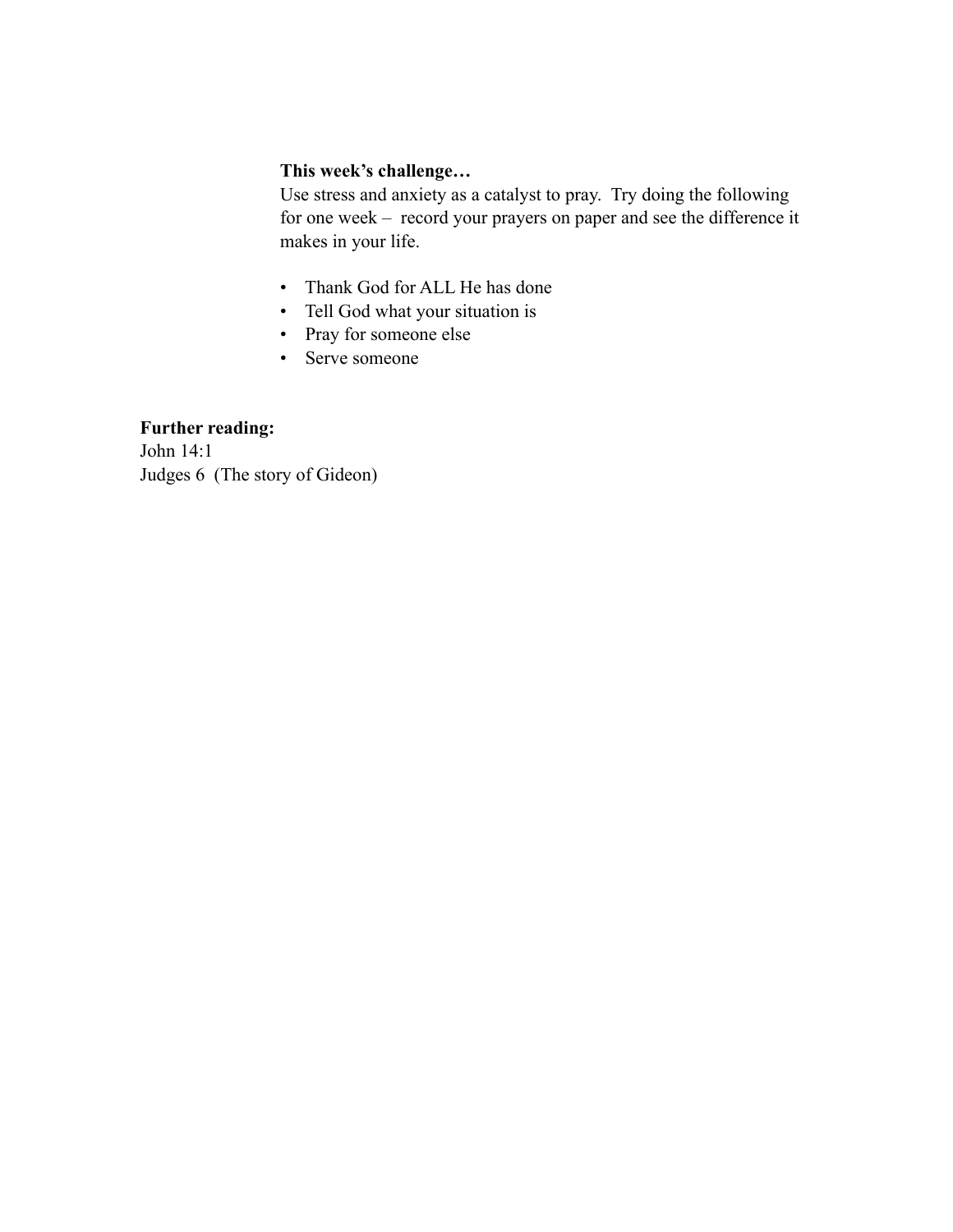**This week's challenge…**

Use stress and anxiety as a catalyst to pray. Try doing the following for one week – record your prayers on paper and see the difference it makes in your life.

- Thank God for ALL He has done
- Tell God what your situation is
- Pray for someone else
- Serve someone

**Further reading:**

John 14:1

Judges 6 (The story of Gideon)